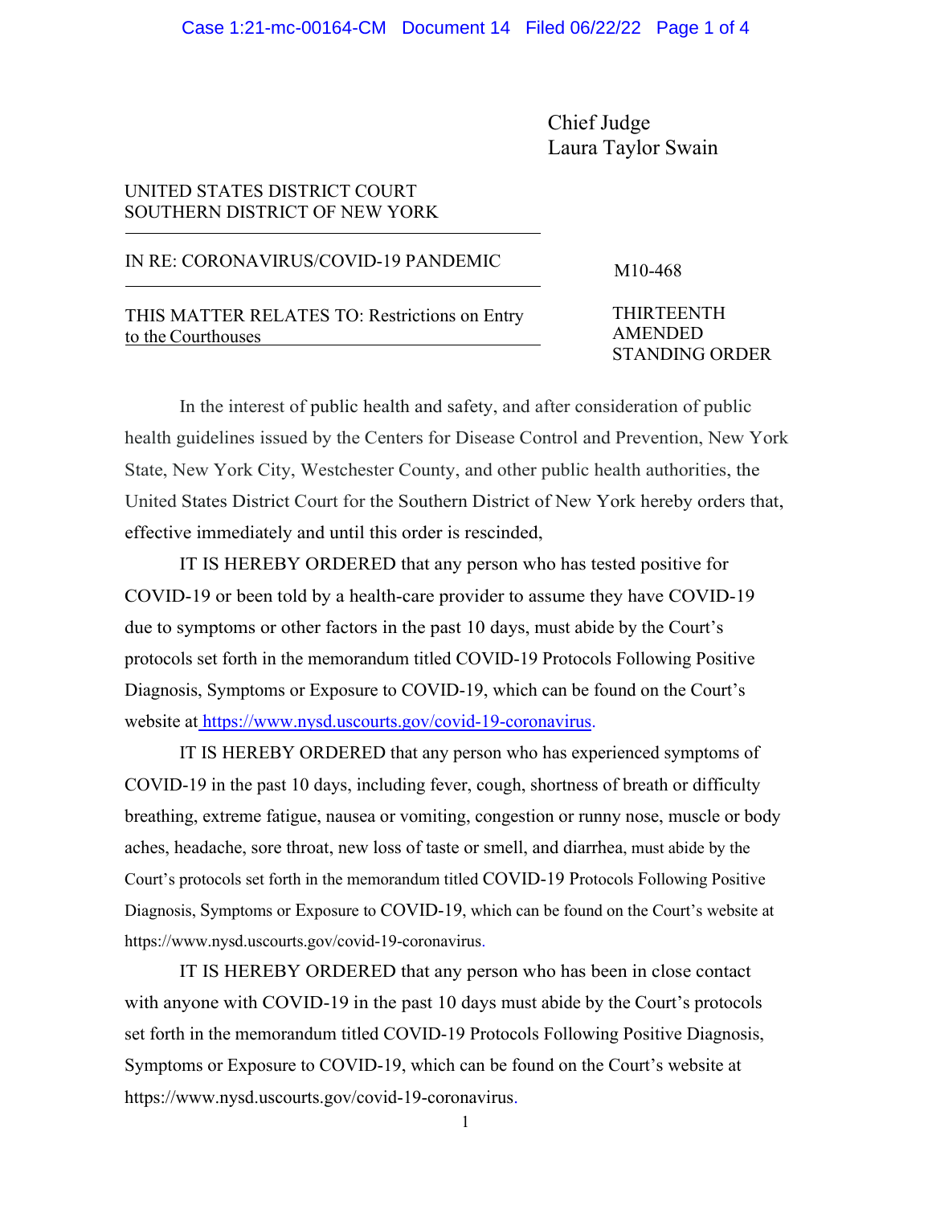Chief Judge
Laura Taylor Swain

UNITED STATES DISTRICT COURT
SOUTHERN DISTRICT OF NEW YORK

IN RE: CORONAVIRUS/COVID-19 PANDEMIC

M10-468

THIS MATTER RELATES TO: Restrictions on Entry to the Courthouses

THIRTEENTH AMENDED STANDING ORDER

In the interest of public health and safety, and after consideration of public health guidelines issued by the Centers for Disease Control and Prevention, New York State, New York City, Westchester County, and other public health authorities, the United States District Court for the Southern District of New York hereby orders that, effective immediately and until this order is rescinded,

IT IS HEREBY ORDERED that any person who has tested positive for COVID-19 or been told by a health-care provider to assume they have COVID-19 due to symptoms or other factors in the past 10 days, must abide by the Court's protocols set forth in the memorandum titled COVID-19 Protocols Following Positive Diagnosis, Symptoms or Exposure to COVID-19, which can be found on the Court's website at https://www.nysd.uscourts.gov/covid-19-coronavirus.

IT IS HEREBY ORDERED that any person who has experienced symptoms of COVID-19 in the past 10 days, including fever, cough, shortness of breath or difficulty breathing, extreme fatigue, nausea or vomiting, congestion or runny nose, muscle or body aches, headache, sore throat, new loss of taste or smell, and diarrhea, must abide by the Court's protocols set forth in the memorandum titled COVID-19 Protocols Following Positive Diagnosis, Symptoms or Exposure to COVID-19, which can be found on the Court's website at https://www.nysd.uscourts.gov/covid-19-coronavirus.

IT IS HEREBY ORDERED that any person who has been in close contact with anyone with COVID-19 in the past 10 days must abide by the Court's protocols set forth in the memorandum titled COVID-19 Protocols Following Positive Diagnosis, Symptoms or Exposure to COVID-19, which can be found on the Court's website at https://www.nysd.uscourts.gov/covid-19-coronavirus.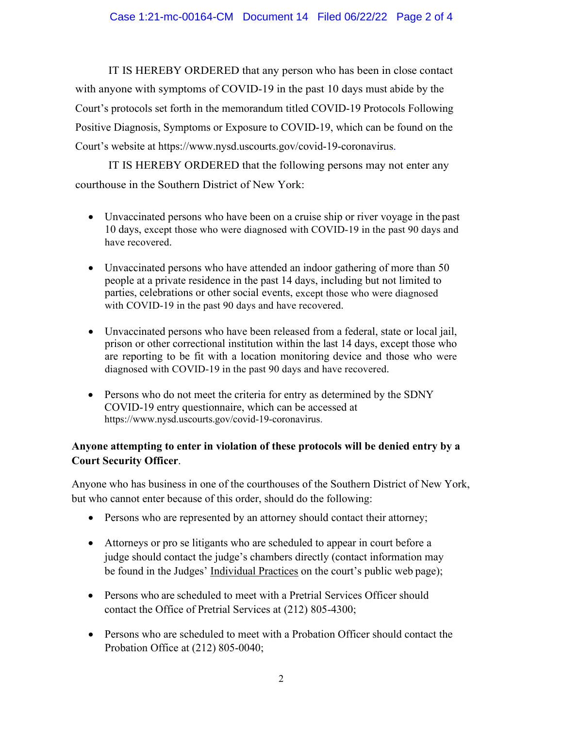IT IS HEREBY ORDERED that any person who has been in close contact with anyone with symptoms of COVID-19 in the past 10 days must abide by the Court's protocols set forth in the memorandum titled COVID-19 Protocols Following Positive Diagnosis, Symptoms or Exposure to COVID-19, which can be found on the Court's website at https://www.nysd.uscourts.gov/covid-19-coronavirus.

IT IS HEREBY ORDERED that the following persons may not enter any courthouse in the Southern District of New York:

- Unvaccinated persons who have been on a cruise ship or river voyage in the past 10 days, except those who were diagnosed with COVID-19 in the past 90 days and have recovered.
- Unvaccinated persons who have attended an indoor gathering of more than 50 people at a private residence in the past 14 days, including but not limited to parties, celebrations or other social events, except those who were diagnosed with COVID-19 in the past 90 days and have recovered.
- Unvaccinated persons who have been released from a federal, state or local jail, prison or other correctional institution within the last 14 days, except those who are reporting to be fit with a location monitoring device and those who were diagnosed with COVID-19 in the past 90 days and have recovered.
- Persons who do not meet the criteria for entry as determined by the SDNY COVID-19 entry questionnaire, which can be accessed at https://www.nysd.uscourts.gov/covid-19-coronavirus.

**Anyone attempting to enter in violation of these protocols will be denied entry by a Court Security Officer**.

Anyone who has business in one of the courthouses of the Southern District of New York, but who cannot enter because of this order, should do the following:

- Persons who are represented by an attorney should contact their attorney;
- Attorneys or pro se litigants who are scheduled to appear in court before a judge should contact the judge's chambers directly (contact information may be found in the Judges' Individual Practices on the court's public web page);
- Persons who are scheduled to meet with a Pretrial Services Officer should contact the Office of Pretrial Services at (212) 805-4300;
- Persons who are scheduled to meet with a Probation Officer should contact the Probation Office at (212) 805-0040;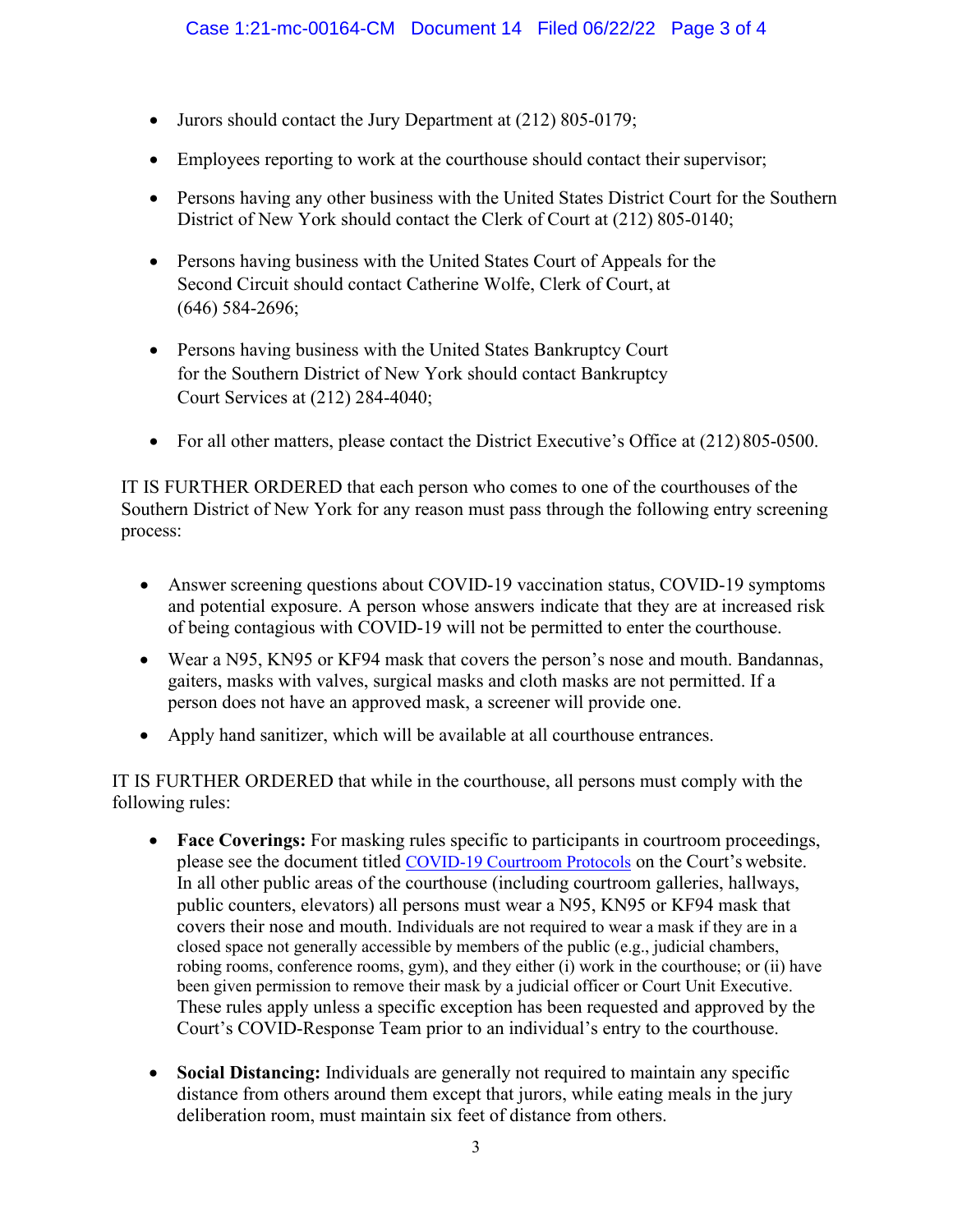- Jurors should contact the Jury Department at (212) 805-0179;
- Employees reporting to work at the courthouse should contact their supervisor;
- Persons having any other business with the United States District Court for the Southern District of New York should contact the Clerk of Court at (212) 805-0140;
- Persons having business with the United States Court of Appeals for the Second Circuit should contact Catherine Wolfe, Clerk of Court, at (646) 584-2696;
- Persons having business with the United States Bankruptcy Court for the Southern District of New York should contact Bankruptcy Court Services at (212) 284-4040;
- For all other matters, please contact the District Executive's Office at (212) 805-0500.

IT IS FURTHER ORDERED that each person who comes to one of the courthouses of the Southern District of New York for any reason must pass through the following entry screening process:

- Answer screening questions about COVID-19 vaccination status, COVID-19 symptoms and potential exposure. A person whose answers indicate that they are at increased risk of being contagious with COVID-19 will not be permitted to enter the courthouse.
- Wear a N95, KN95 or KF94 mask that covers the person's nose and mouth. Bandannas, gaiters, masks with valves, surgical masks and cloth masks are not permitted. If a person does not have an approved mask, a screener will provide one.
- Apply hand sanitizer, which will be available at all courthouse entrances.

IT IS FURTHER ORDERED that while in the courthouse, all persons must comply with the following rules:

- **Face Coverings:** For masking rules specific to participants in courtroom proceedings, please see the document titled [COVID-19 Courtroom Protocols] on the Court's website. In all other public areas of the courthouse (including courtroom galleries, hallways, public counters, elevators) all persons must wear a N95, KN95 or KF94 mask that covers their nose and mouth. Individuals are not required to wear a mask if they are in a closed space not generally accessible by members of the public (e.g., judicial chambers, robing rooms, conference rooms, gym), and they either (i) work in the courthouse; or (ii) have been given permission to remove their mask by a judicial officer or Court Unit Executive. These rules apply unless a specific exception has been requested and approved by the Court's COVID-Response Team prior to an individual's entry to the courthouse.

- **Social Distancing:** Individuals are generally not required to maintain any specific distance from others around them except that jurors, while eating meals in the jury deliberation room, must maintain six feet of distance from others.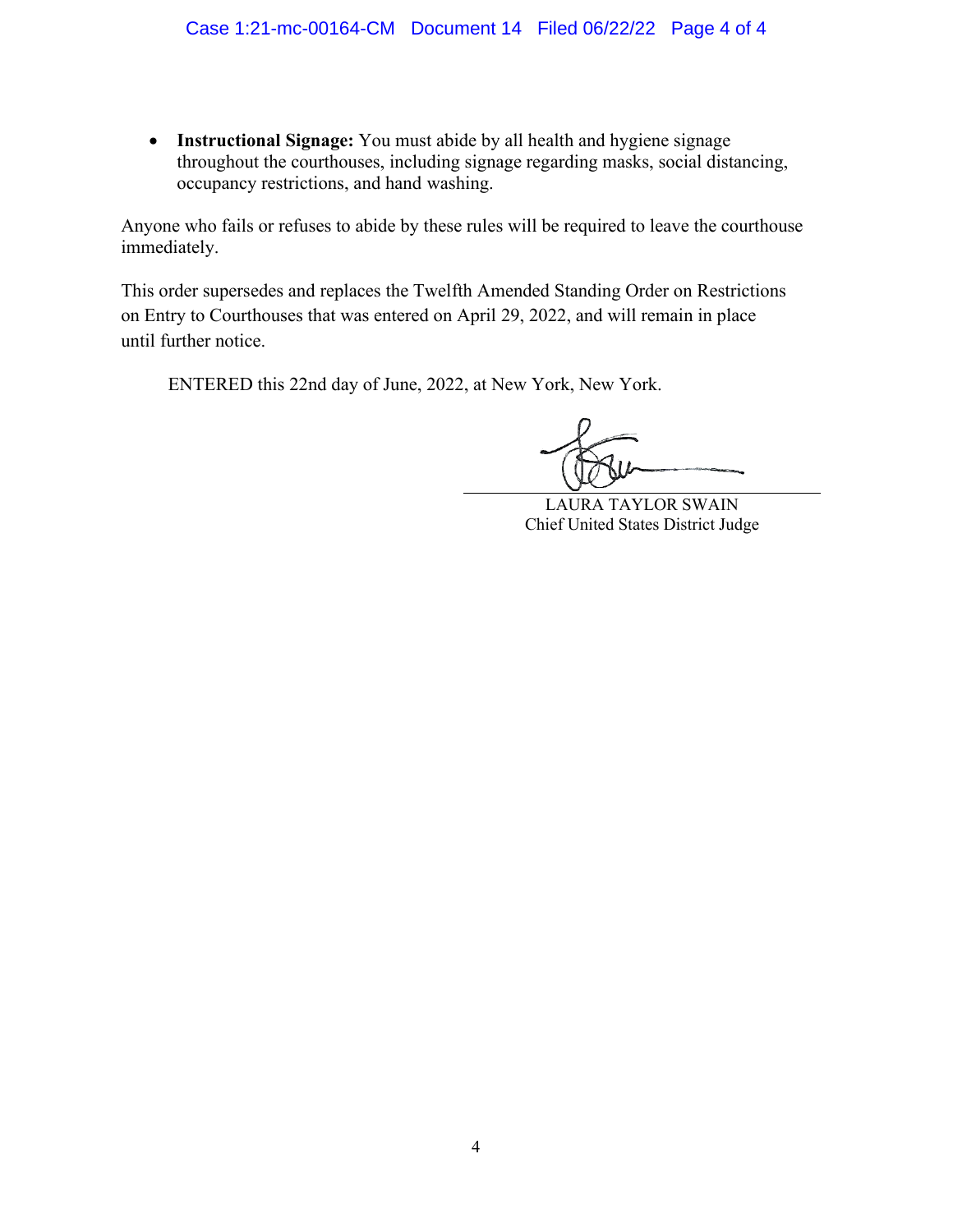- **Instructional Signage:** You must abide by all health and hygiene signage throughout the courthouses, including signage regarding masks, social distancing, occupancy restrictions, and hand washing.

Anyone who fails or refuses to abide by these rules will be required to leave the courthouse immediately.

This order supersedes and replaces the Twelfth Amended Standing Order on Restrictions on Entry to Courthouses that was entered on April 29, 2022, and will remain in place until further notice.

ENTERED this 22nd day of June, 2022, at New York, New York.

LAURA TAYLOR SWAIN
Chief United States District Judge